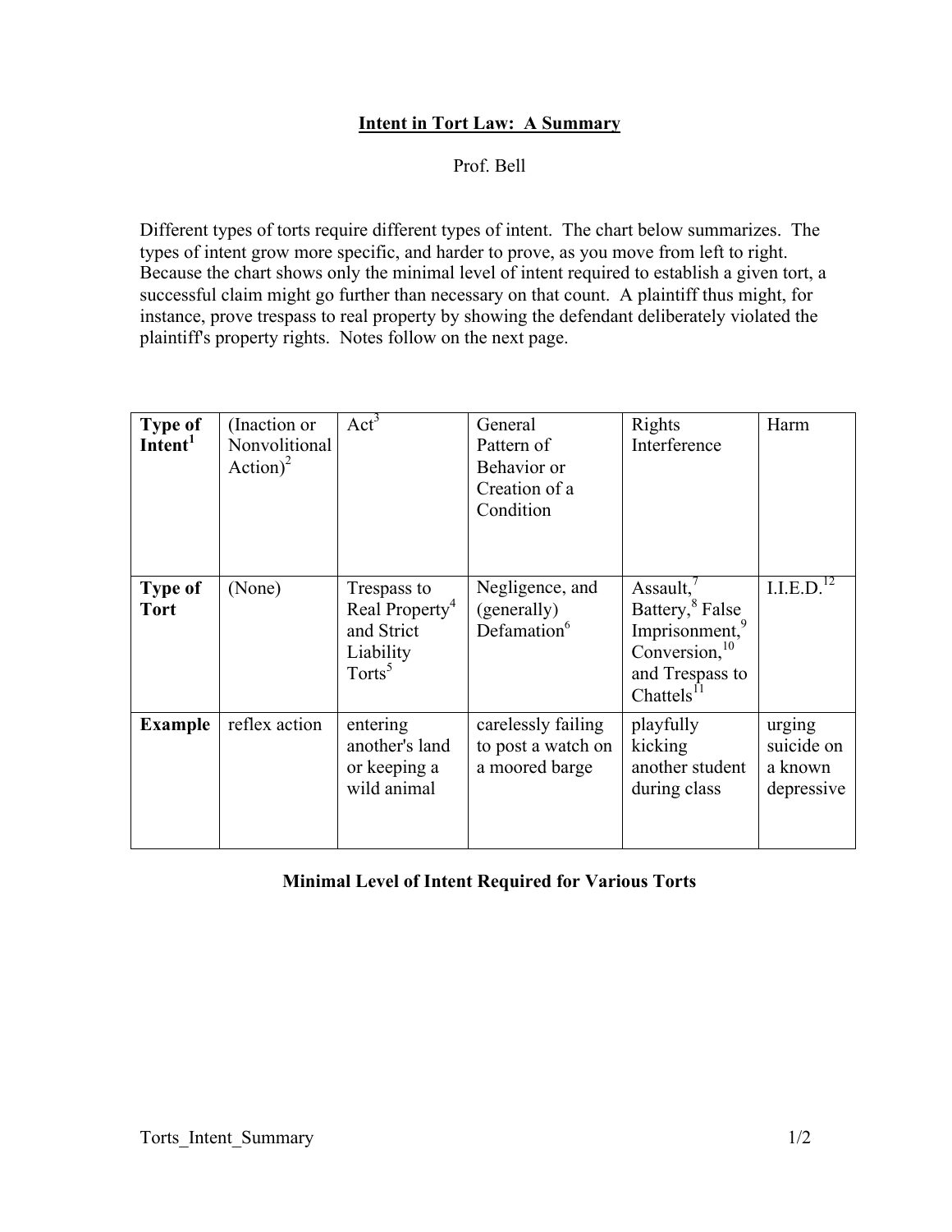# Intent in Tort Law: A Summary

Prof. Bell

Different types of torts require different types of intent. The chart below summarizes. The types of intent grow more specific, and harder to prove, as you move from left to right. Because the chart shows only the minimal level of intent required to establish a given tort, a successful claim might go further than necessary on that count. A plaintiff thus might, for instance, prove trespass to real property by showing the defendant deliberately violated the plaintiff's property rights. Notes follow on the next page.

| **Type of Intent**[1] | (Inaction or Nonvolitional Action)[2] | Act[3] | General Pattern of Behavior or Creation of a Condition | Rights Interference | Harm |
|---|---|---|---|---|---|
| **Type of Tort** | (None) | Trespass to Real Property[4] and Strict Liability Torts[5] | Negligence, and (generally) Defamation[6] | Assault,[7] Battery,[8] False Imprisonment,[9] Conversion,[10] and Trespass to Chattels[11] | I.I.E.D.[12] |
| **Example** | reflex action | entering another's land or keeping a wild animal | carelessly failing to post a watch on a moored barge | playfully kicking another student during class | urging suicide on a known depressive |

**Minimal Level of Intent Required for Various Torts**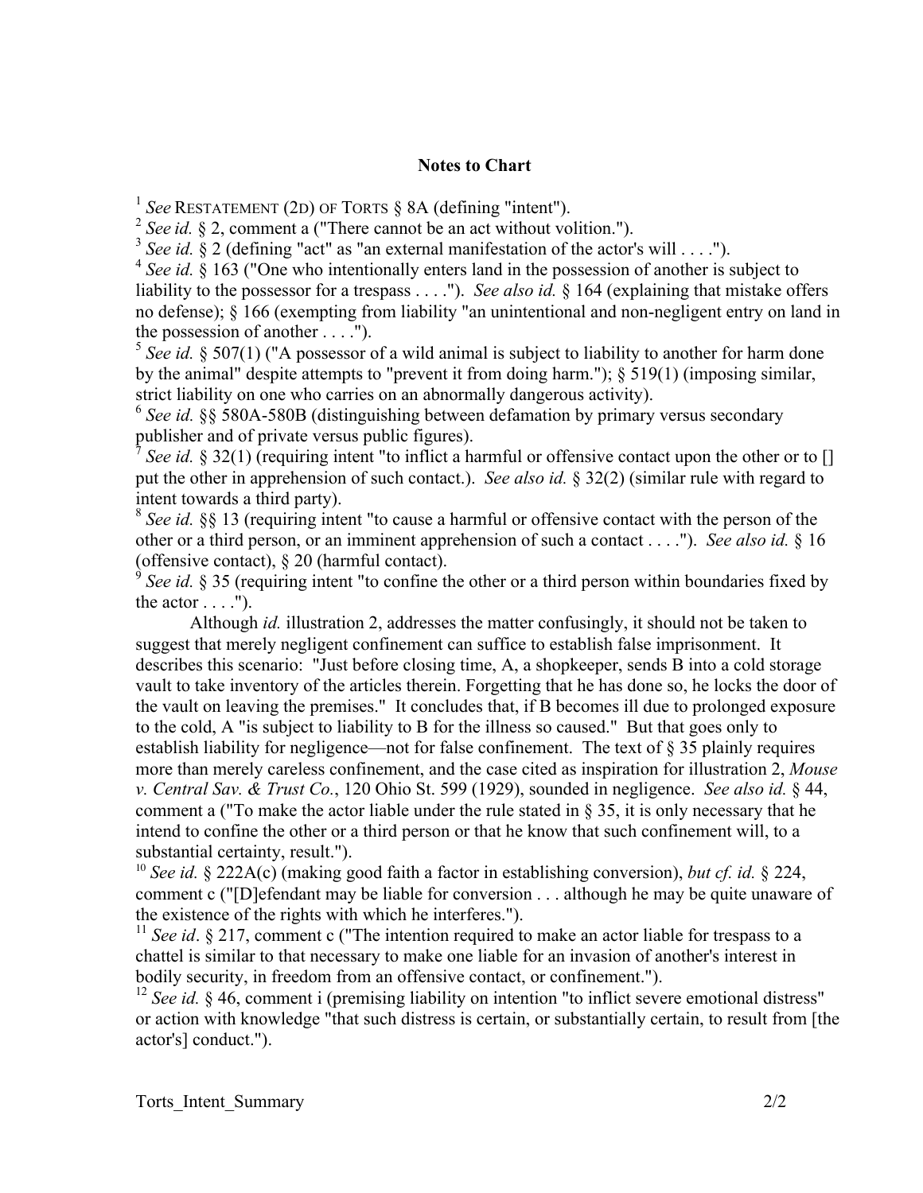## **Notes to Chart**

[1] *See* RESTATEMENT (2D) OF TORTS § 8A (defining "intent").
[2] *See id.* § 2, comment a ("There cannot be an act without volition.").
[3] *See id.* § 2 (defining "act" as "an external manifestation of the actor's will . . . .").
[4] *See id.* § 163 ("One who intentionally enters land in the possession of another is subject to liability to the possessor for a trespass . . . ."). *See also id.* § 164 (explaining that mistake offers no defense); § 166 (exempting from liability "an unintentional and non-negligent entry on land in the possession of another . . . .").
[5] *See id.* § 507(1) ("A possessor of a wild animal is subject to liability to another for harm done by the animal" despite attempts to "prevent it from doing harm."); § 519(1) (imposing similar, strict liability on one who carries on an abnormally dangerous activity).
[6] *See id.* §§ 580A-580B (distinguishing between defamation by primary versus secondary publisher and of private versus public figures).
[7] *See id.* § 32(1) (requiring intent "to inflict a harmful or offensive contact upon the other or to [] put the other in apprehension of such contact.). *See also id.* § 32(2) (similar rule with regard to intent towards a third party).
[8] *See id.* §§ 13 (requiring intent "to cause a harmful or offensive contact with the person of the other or a third person, or an imminent apprehension of such a contact . . . ."). *See also id.* § 16 (offensive contact), § 20 (harmful contact).
[9] *See id.* § 35 (requiring intent "to confine the other or a third person within boundaries fixed by the actor . . . .").

Although *id.* illustration 2, addresses the matter confusingly, it should not be taken to suggest that merely negligent confinement can suffice to establish false imprisonment. It describes this scenario: "Just before closing time, A, a shopkeeper, sends B into a cold storage vault to take inventory of the articles therein. Forgetting that he has done so, he locks the door of the vault on leaving the premises." It concludes that, if B becomes ill due to prolonged exposure to the cold, A "is subject to liability to B for the illness so caused." But that goes only to establish liability for negligence—not for false confinement. The text of § 35 plainly requires more than merely careless confinement, and the case cited as inspiration for illustration 2, *Mouse v. Central Sav. & Trust Co.*, 120 Ohio St. 599 (1929), sounded in negligence. *See also id.* § 44, comment a ("To make the actor liable under the rule stated in § 35, it is only necessary that he intend to confine the other or a third person or that he know that such confinement will, to a substantial certainty, result.").

[10] *See id.* § 222A(c) (making good faith a factor in establishing conversion), *but cf. id.* § 224, comment c ("[D]efendant may be liable for conversion . . . although he may be quite unaware of the existence of the rights with which he interferes.").
[11] *See id*. § 217, comment c ("The intention required to make an actor liable for trespass to a chattel is similar to that necessary to make one liable for an invasion of another's interest in bodily security, in freedom from an offensive contact, or confinement.").
[12] *See id.* § 46, comment i (premising liability on intention "to inflict severe emotional distress" or action with knowledge "that such distress is certain, or substantially certain, to result from [the actor's] conduct.").